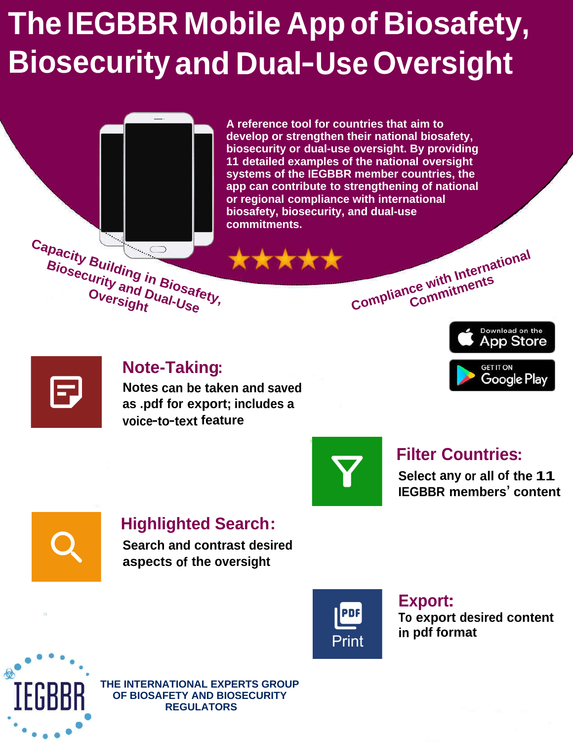# The IEGBBR Mobile App of Biosafety, Biosecurity and Dual-Use Oversight

A reference tool for countries that aim to develop or strengthen their national biosafety, biosecurity or dual-use oversight. By providing 11 detailed examples of the national oversight systems of the IEGBBR member countries, the app can contribute to strengthening of national or regional compliance with international biosafety, biosecurity, and dual-use commitments.

★★★★★

Capacity Building in Biosafety, Biosecurity and Dual-Use Oversight

Compliance with International Commitments

Download on the App Store

GET IT ON Google Play

## Note-Taking:

Notes can be taken and saved as .pdf for export; includes a voice-to-text feature

## Filter Countries:

Select any or all of the 11 IEGBBR members' content

## Highlighted Search:

Search and contrast desired aspects of the oversight

## Export:

To export desired content in pdf format

PDF Print

IEGBBR

THE INTERNATIONAL EXPERTS GROUP OF BIOSAFETY AND BIOSECURITY REGULATORS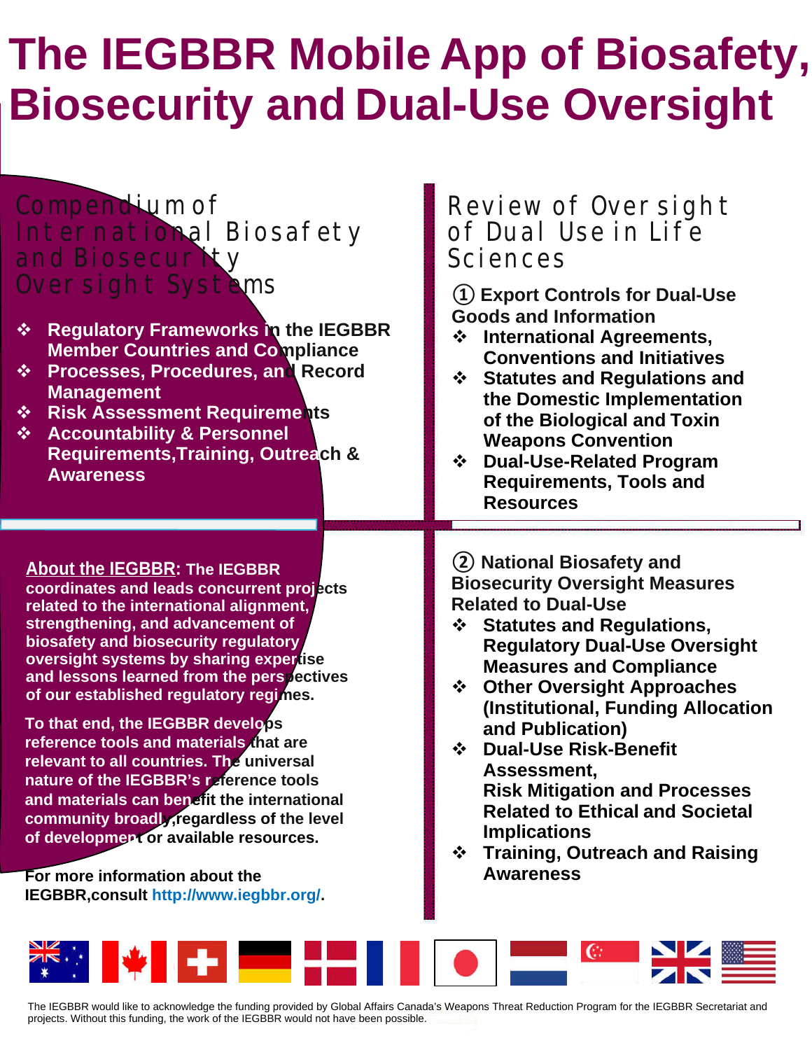# The IEGBBR Mobile App of Biosafety, Biosecurity and Dual-Use Oversight

## Compendium of International Biosafety and Biosecurity Oversight Systems

- ❖ **Regulatory Frameworks in the IEGBBR Member Countries and Compliance**
- ❖ **Processes, Procedures, and Record Management**
- ❖ **Risk Assessment Requirements**
- ❖ **Accountability & Personnel Requirements,Training, Outreach & Awareness**

**About the IEGBBR: The IEGBBR coordinates and leads concurrent projects related to the international alignment, strengthening, and advancement of biosafety and biosecurity regulatory oversight systems by sharing expertise and lessons learned from the perspectives of our established regulatory regimes.**

**To that end, the IEGBBR develops reference tools and materials that are relevant to all countries. The universal nature of the IEGBBR's reference tools and materials can benefit the international community broadly,regardless of the level of development or available resources.**

**For more information about the IEGBBR,consult http://www.iegbbr.org/.**

## Review of Oversight of Dual Use in Life Sciences

**① Export Controls for Dual-Use Goods and Information**

- ❖ **International Agreements, Conventions and Initiatives**
- ❖ **Statutes and Regulations and the Domestic Implementation of the Biological and Toxin Weapons Convention**
- ❖ **Dual-Use-Related Program Requirements, Tools and Resources**

**② National Biosafety and Biosecurity Oversight Measures Related to Dual-Use**

- ❖ **Statutes and Regulations, Regulatory Dual-Use Oversight Measures and Compliance**
- ❖ **Other Oversight Approaches (Institutional, Funding Allocation and Publication)**
- ❖ **Dual-Use Risk-Benefit Assessment, Risk Mitigation and Processes Related to Ethical and Societal Implications**
- ❖ **Training, Outreach and Raising Awareness**

The IEGBBR would like to acknowledge the funding provided by Global Affairs Canada's Weapons Threat Reduction Program for the IEGBBR Secretariat and projects. Without this funding, the work of the IEGBBR would not have been possible.